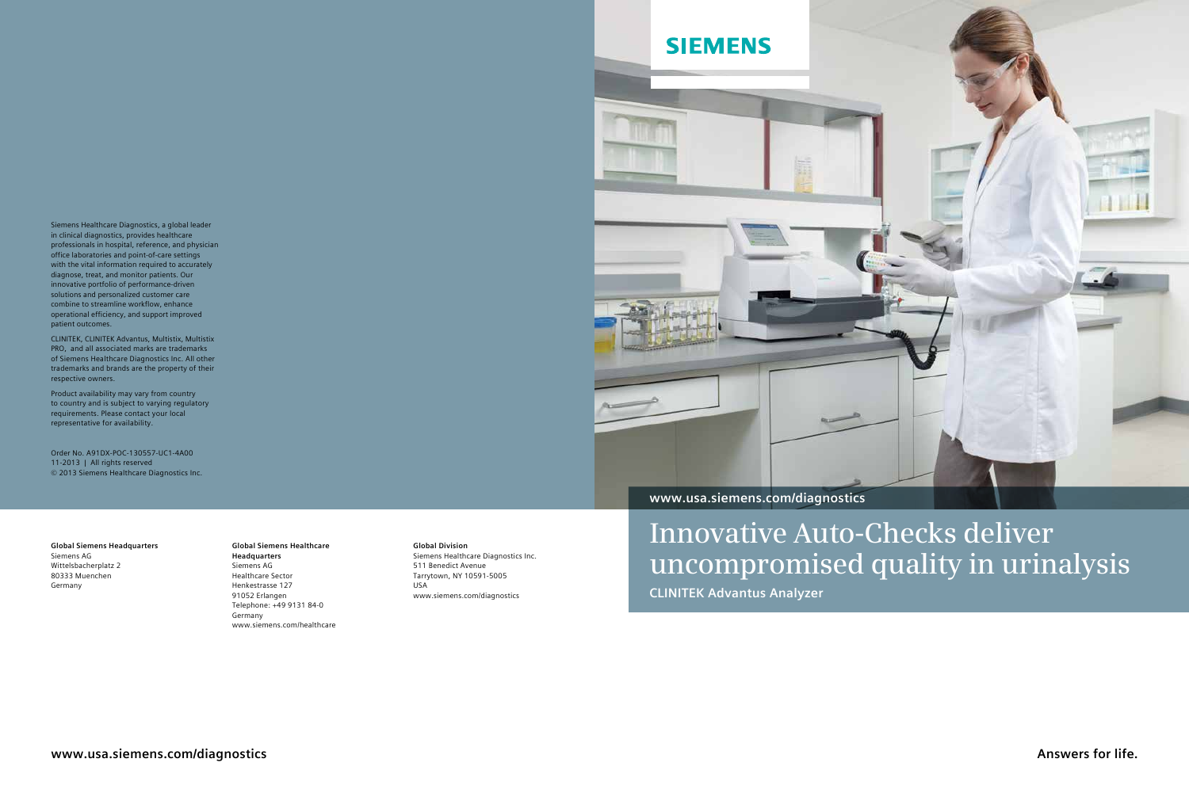# Innovative Auto-Checks deliver uncompromised quality in urinalysis

**CLINITEK Advantus Analyzer**

SIEMENS

www.usa.siemens.com/diagnostics

Siemens Healthcare Diagnostics, a global leader in clinical diagnostics, provides healthcare professionals in hospital, reference, and physician office laboratories and point-of-care settings with the vital information required to accurately diagnose, treat, and monitor patients. Our innovative portfolio of performance-driven solutions and personalized customer care combine to streamline workflow, enhance operational efficiency, and support improved patient outcomes.

CLINITEK, CLINITEK Advantus, Multistix, Multistix PRO, and all associated marks are trademarks of Siemens Healthcare Diagnostics Inc. All other trademarks and brands are the property of their respective owners.

Product availability may vary from country to country and is subject to varying regulatory requirements. Please contact your local representative for availability.

Order No. A91DX-POC-130557-UC1-4A00
11-2013 | All rights reserved
© 2013 Siemens Healthcare Diagnostics Inc.

**Global Siemens Headquarters**
Siemens AG
Wittelsbacherplatz 2
80333 Muenchen
Germany

**Global Siemens Healthcare Headquarters**
Siemens AG
Healthcare Sector
Henkestrasse 127
91052 Erlangen
Telephone: +49 9131 84-0
Germany
www.siemens.com/healthcare

**Global Division**
Siemens Healthcare Diagnostics Inc.
511 Benedict Avenue
Tarrytown, NY 10591-5005
USA
www.siemens.com/diagnostics

**www.usa.siemens.com/diagnostics**

**Answers for life.**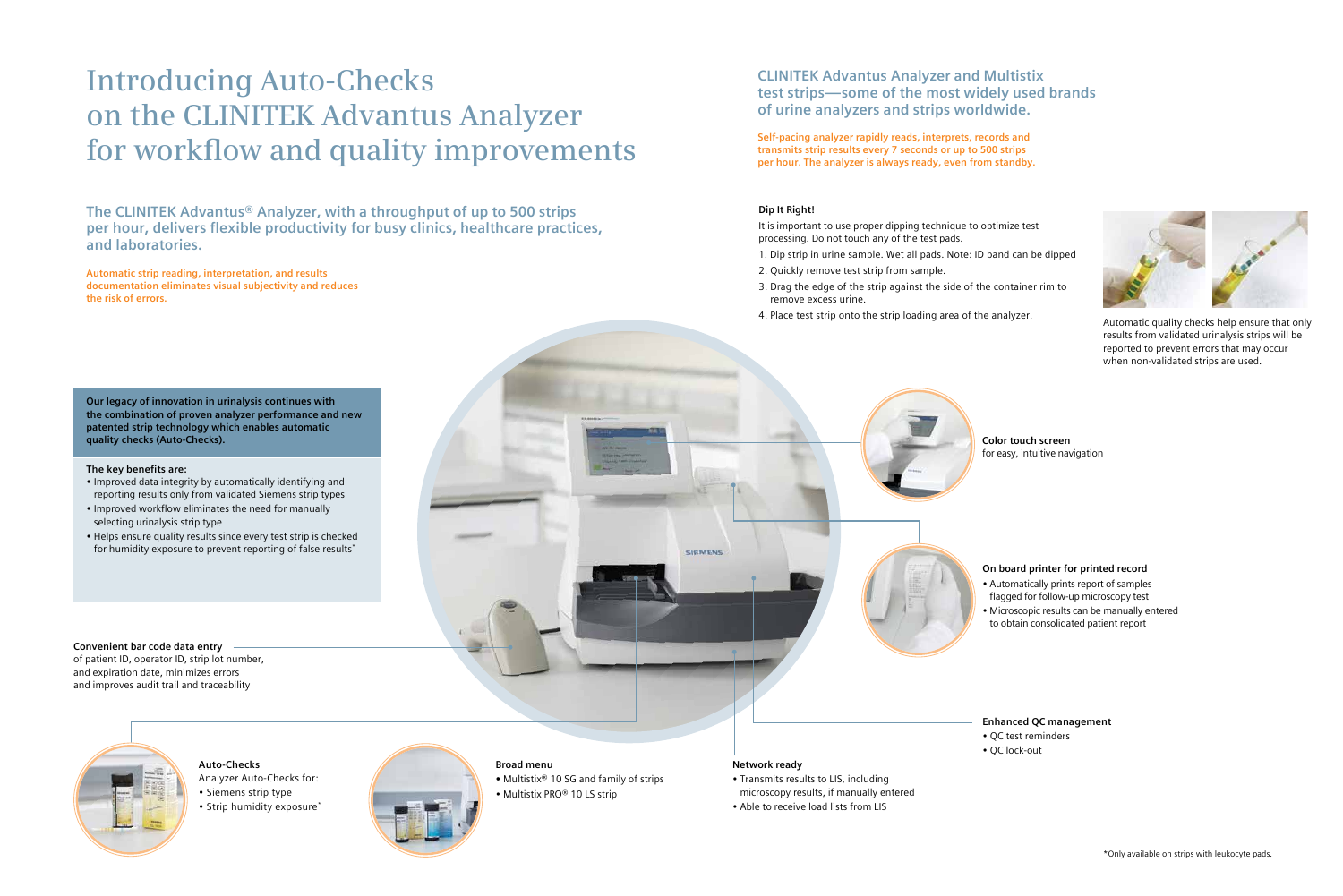# Introducing Auto-Checks on the CLINITEK Advantus Analyzer for workflow and quality improvements

**The CLINITEK Advantus® Analyzer, with a throughput of up to 500 strips per hour, delivers flexible productivity for busy clinics, healthcare practices, and laboratories.**

**Automatic strip reading, interpretation, and results documentation eliminates visual subjectivity and reduces the risk of errors.**

**Our legacy of innovation in urinalysis continues with the combination of proven analyzer performance and new patented strip technology which enables automatic quality checks (Auto-Checks).**

**The key benefits are:**

- Improved data integrity by automatically identifying and reporting results only from validated Siemens strip types
- Improved workflow eliminates the need for manually selecting urinalysis strip type
- Helps ensure quality results since every test strip is checked for humidity exposure to prevent reporting of false results*

**Convenient bar code data entry**
of patient ID, operator ID, strip lot number, and expiration date, minimizes errors and improves audit trail and traceability

**Auto-Checks**
Analyzer Auto-Checks for:
- Siemens strip type
- Strip humidity exposure*

**Broad menu**
- Multistix® 10 SG and family of strips
- Multistix PRO® 10 LS strip

**Network ready**
- Transmits results to LIS, including microscopy results, if manually entered
- Able to receive load lists from LIS

## CLINITEK Advantus Analyzer and Multistix test strips—some of the most widely used brands of urine analyzers and strips worldwide.

**Self-pacing analyzer rapidly reads, interprets, records and transmits strip results every 7 seconds or up to 500 strips per hour. The analyzer is always ready, even from standby.**

**Dip It Right!**

It is important to use proper dipping technique to optimize test processing. Do not touch any of the test pads.

1. Dip strip in urine sample. Wet all pads. Note: ID band can be dipped
2. Quickly remove test strip from sample.
3. Drag the edge of the strip against the side of the container rim to remove excess urine.
4. Place test strip onto the strip loading area of the analyzer.

Automatic quality checks help ensure that only results from validated urinalysis strips will be reported to prevent errors that may occur when non-validated strips are used.

**Color touch screen**
for easy, intuitive navigation

**On board printer for printed record**
- Automatically prints report of samples flagged for follow-up microscopy test
- Microscopic results can be manually entered to obtain consolidated patient report

**Enhanced QC management**
- QC test reminders
- QC lock-out

*Only available on strips with leukocyte pads.